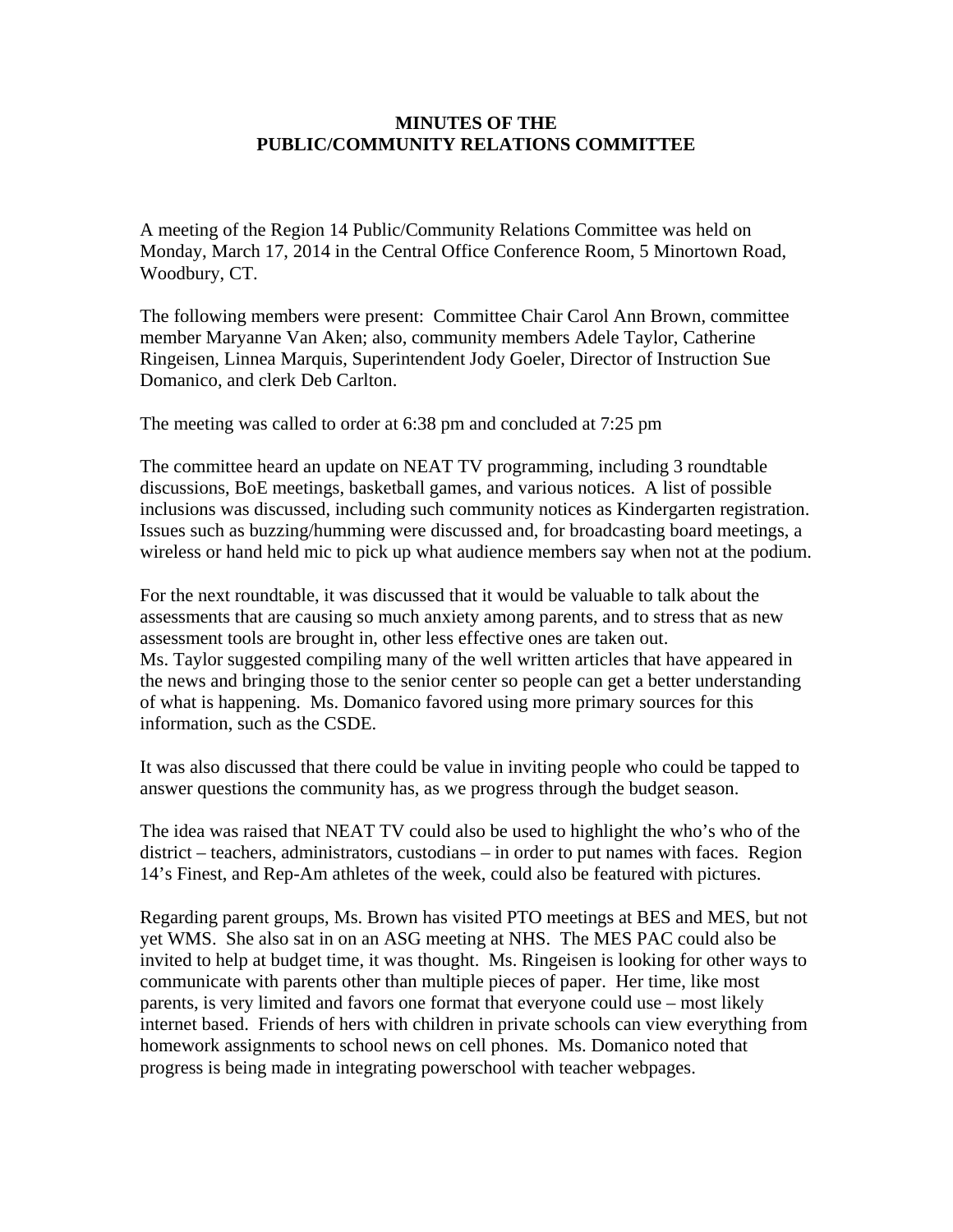**MINUTES OF THE**
**PUBLIC/COMMUNITY RELATIONS COMMITTEE**

A meeting of the Region 14 Public/Community Relations Committee was held on Monday, March 17, 2014 in the Central Office Conference Room, 5 Minortown Road, Woodbury, CT.

The following members were present: Committee Chair Carol Ann Brown, committee member Maryanne Van Aken; also, community members Adele Taylor, Catherine Ringeisen, Linnea Marquis, Superintendent Jody Goeler, Director of Instruction Sue Domanico, and clerk Deb Carlton.

The meeting was called to order at 6:38 pm and concluded at 7:25 pm

The committee heard an update on NEAT TV programming, including 3 roundtable discussions, BoE meetings, basketball games, and various notices. A list of possible inclusions was discussed, including such community notices as Kindergarten registration. Issues such as buzzing/humming were discussed and, for broadcasting board meetings, a wireless or hand held mic to pick up what audience members say when not at the podium.

For the next roundtable, it was discussed that it would be valuable to talk about the assessments that are causing so much anxiety among parents, and to stress that as new assessment tools are brought in, other less effective ones are taken out.
Ms. Taylor suggested compiling many of the well written articles that have appeared in the news and bringing those to the senior center so people can get a better understanding of what is happening. Ms. Domanico favored using more primary sources for this information, such as the CSDE.

It was also discussed that there could be value in inviting people who could be tapped to answer questions the community has, as we progress through the budget season.

The idea was raised that NEAT TV could also be used to highlight the who's who of the district – teachers, administrators, custodians – in order to put names with faces. Region 14's Finest, and Rep-Am athletes of the week, could also be featured with pictures.

Regarding parent groups, Ms. Brown has visited PTO meetings at BES and MES, but not yet WMS. She also sat in on an ASG meeting at NHS. The MES PAC could also be invited to help at budget time, it was thought. Ms. Ringeisen is looking for other ways to communicate with parents other than multiple pieces of paper. Her time, like most parents, is very limited and favors one format that everyone could use – most likely internet based. Friends of hers with children in private schools can view everything from homework assignments to school news on cell phones. Ms. Domanico noted that progress is being made in integrating powerschool with teacher webpages.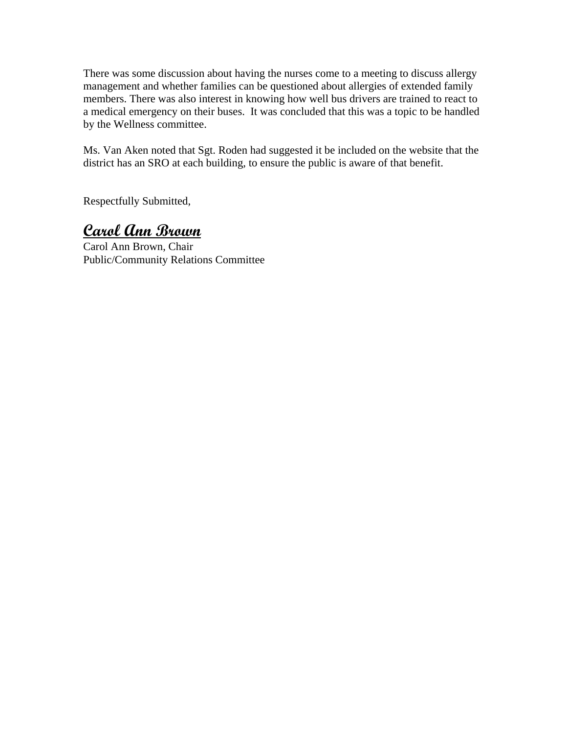There was some discussion about having the nurses come to a meeting to discuss allergy management and whether families can be questioned about allergies of extended family members. There was also interest in knowing how well bus drivers are trained to react to a medical emergency on their buses. It was concluded that this was a topic to be handled by the Wellness committee.

Ms. Van Aken noted that Sgt. Roden had suggested it be included on the website that the district has an SRO at each building, to ensure the public is aware of that benefit.

Respectfully Submitted,

***Carol Ann Brown***

Carol Ann Brown, Chair
Public/Community Relations Committee